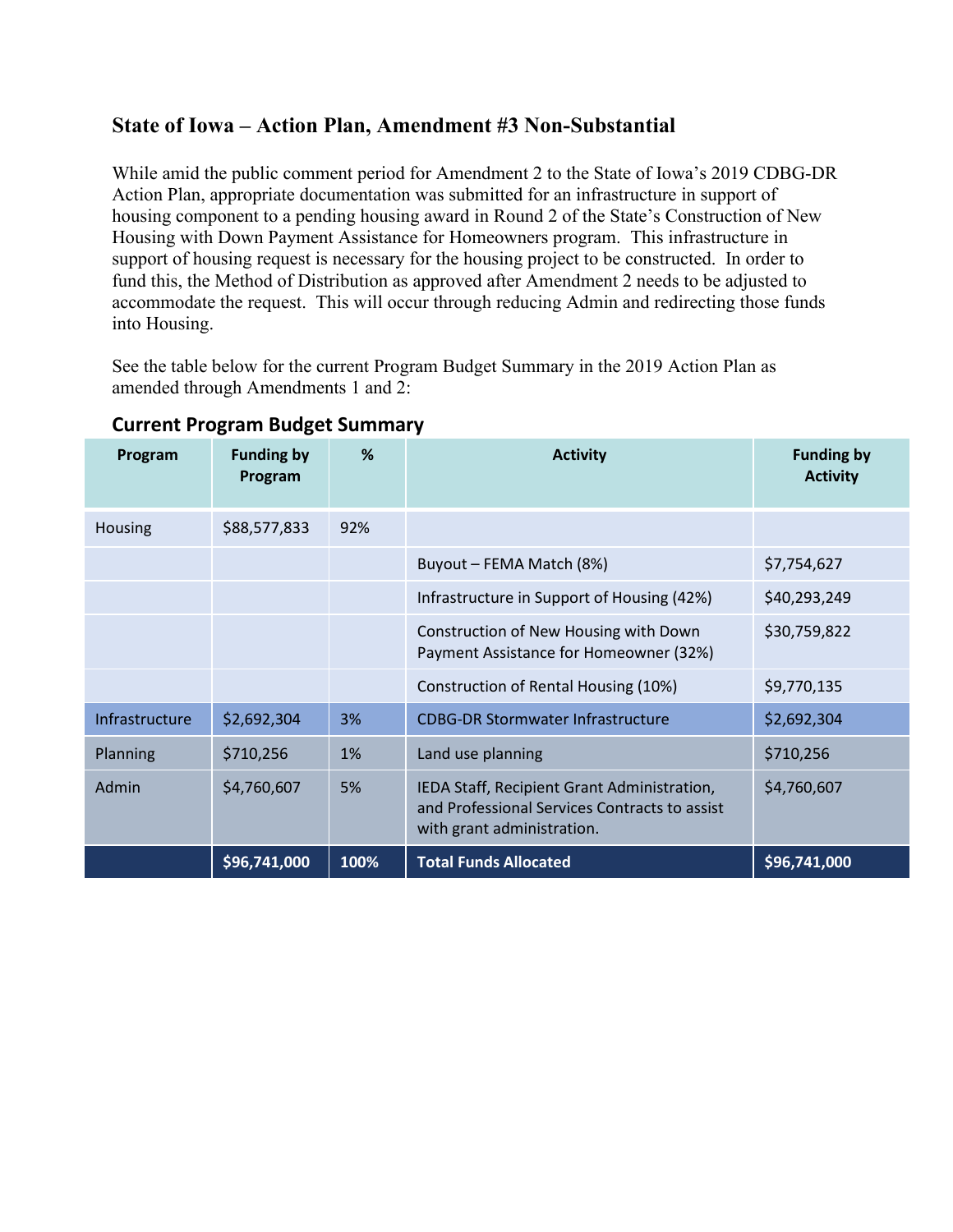# State of Iowa – Action Plan, Amendment #3 Non-Substantial

While amid the public comment period for Amendment 2 to the State of Iowa's 2019 CDBG-DR Action Plan, appropriate documentation was submitted for an infrastructure in support of housing component to a pending housing award in Round 2 of the State's Construction of New Housing with Down Payment Assistance for Homeowners program. This infrastructure in support of housing request is necessary for the housing project to be constructed. In order to fund this, the Method of Distribution as approved after Amendment 2 needs to be adjusted to accommodate the request. This will occur through reducing Admin and redirecting those funds into Housing.

See the table below for the current Program Budget Summary in the 2019 Action Plan as amended through Amendments 1 and 2:

## Current Program Budget Summary

| Program | Funding by Program | % | Activity | Funding by Activity |
|---|---|---|---|---|
| Housing | $88,577,833 | 92% | | |
| | | | Buyout – FEMA Match (8%) | $7,754,627 |
| | | | Infrastructure in Support of Housing (42%) | $40,293,249 |
| | | | Construction of New Housing with Down Payment Assistance for Homeowner (32%) | $30,759,822 |
| | | | Construction of Rental Housing (10%) | $9,770,135 |
| Infrastructure | $2,692,304 | 3% | CDBG-DR Stormwater Infrastructure | $2,692,304 |
| Planning | $710,256 | 1% | Land use planning | $710,256 |
| Admin | $4,760,607 | 5% | IEDA Staff, Recipient Grant Administration, and Professional Services Contracts to assist with grant administration. | $4,760,607 |
| | **$96,741,000** | **100%** | **Total Funds Allocated** | **$96,741,000** |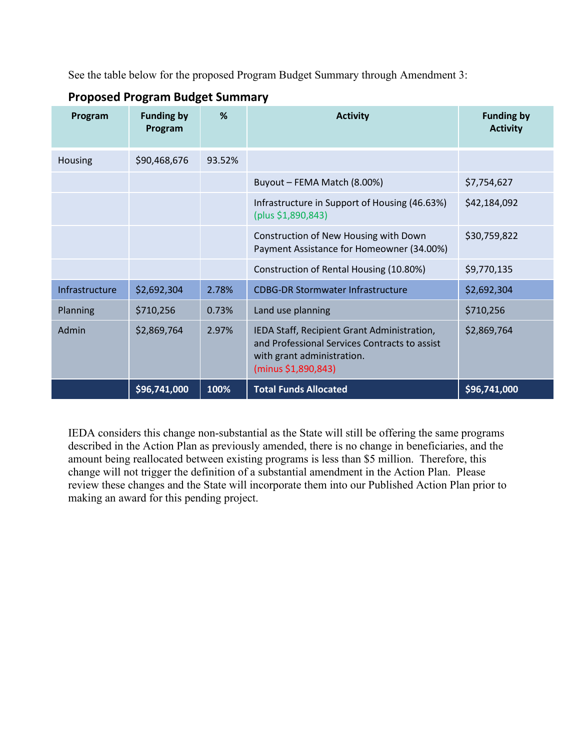See the table below for the proposed Program Budget Summary through Amendment 3:

## Proposed Program Budget Summary

| Program | Funding by Program | % | Activity | Funding by Activity |
|---|---|---|---|---|
| Housing | $90,468,676 | 93.52% | | |
| | | | Buyout – FEMA Match (8.00%) | $7,754,627 |
| | | | Infrastructure in Support of Housing (46.63%) (plus $1,890,843) | $42,184,092 |
| | | | Construction of New Housing with Down Payment Assistance for Homeowner (34.00%) | $30,759,822 |
| | | | Construction of Rental Housing (10.80%) | $9,770,135 |
| Infrastructure | $2,692,304 | 2.78% | CDBG-DR Stormwater Infrastructure | $2,692,304 |
| Planning | $710,256 | 0.73% | Land use planning | $710,256 |
| Admin | $2,869,764 | 2.97% | IEDA Staff, Recipient Grant Administration, and Professional Services Contracts to assist with grant administration. (minus $1,890,843) | $2,869,764 |
| | **$96,741,000** | **100%** | **Total Funds Allocated** | **$96,741,000** |

IEDA considers this change non-substantial as the State will still be offering the same programs described in the Action Plan as previously amended, there is no change in beneficiaries, and the amount being reallocated between existing programs is less than $5 million. Therefore, this change will not trigger the definition of a substantial amendment in the Action Plan. Please review these changes and the State will incorporate them into our Published Action Plan prior to making an award for this pending project.